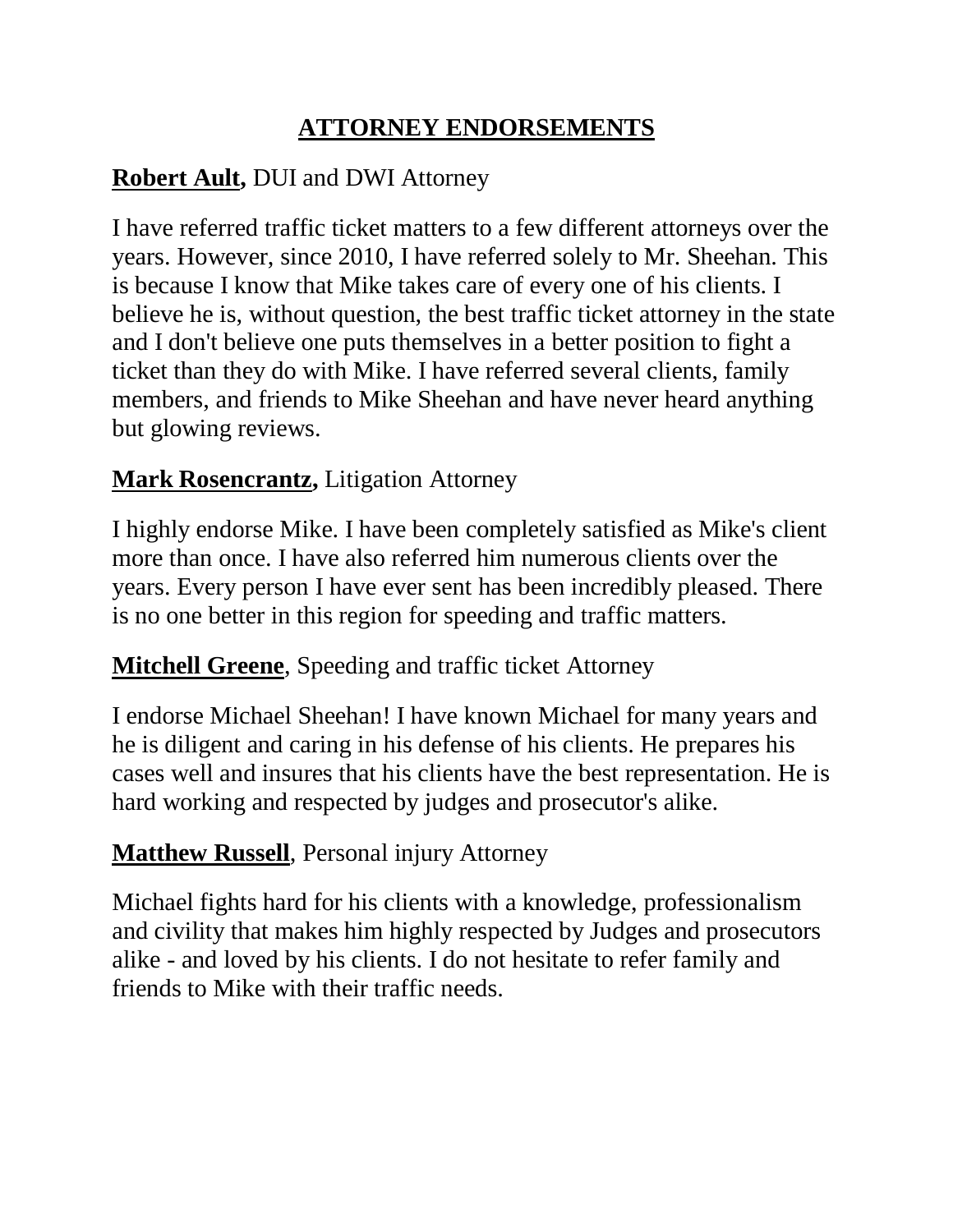# ATTORNEY ENDORSEMENTS

**Robert Ault,** DUI and DWI Attorney

I have referred traffic ticket matters to a few different attorneys over the years. However, since 2010, I have referred solely to Mr. Sheehan. This is because I know that Mike takes care of every one of his clients. I believe he is, without question, the best traffic ticket attorney in the state and I don't believe one puts themselves in a better position to fight a ticket than they do with Mike. I have referred several clients, family members, and friends to Mike Sheehan and have never heard anything but glowing reviews.

**Mark Rosencrantz,** Litigation Attorney

I highly endorse Mike. I have been completely satisfied as Mike's client more than once. I have also referred him numerous clients over the years. Every person I have ever sent has been incredibly pleased. There is no one better in this region for speeding and traffic matters.

**Mitchell Greene**, Speeding and traffic ticket Attorney

I endorse Michael Sheehan! I have known Michael for many years and he is diligent and caring in his defense of his clients. He prepares his cases well and insures that his clients have the best representation. He is hard working and respected by judges and prosecutor's alike.

**Matthew Russell**, Personal injury Attorney

Michael fights hard for his clients with a knowledge, professionalism and civility that makes him highly respected by Judges and prosecutors alike - and loved by his clients. I do not hesitate to refer family and friends to Mike with their traffic needs.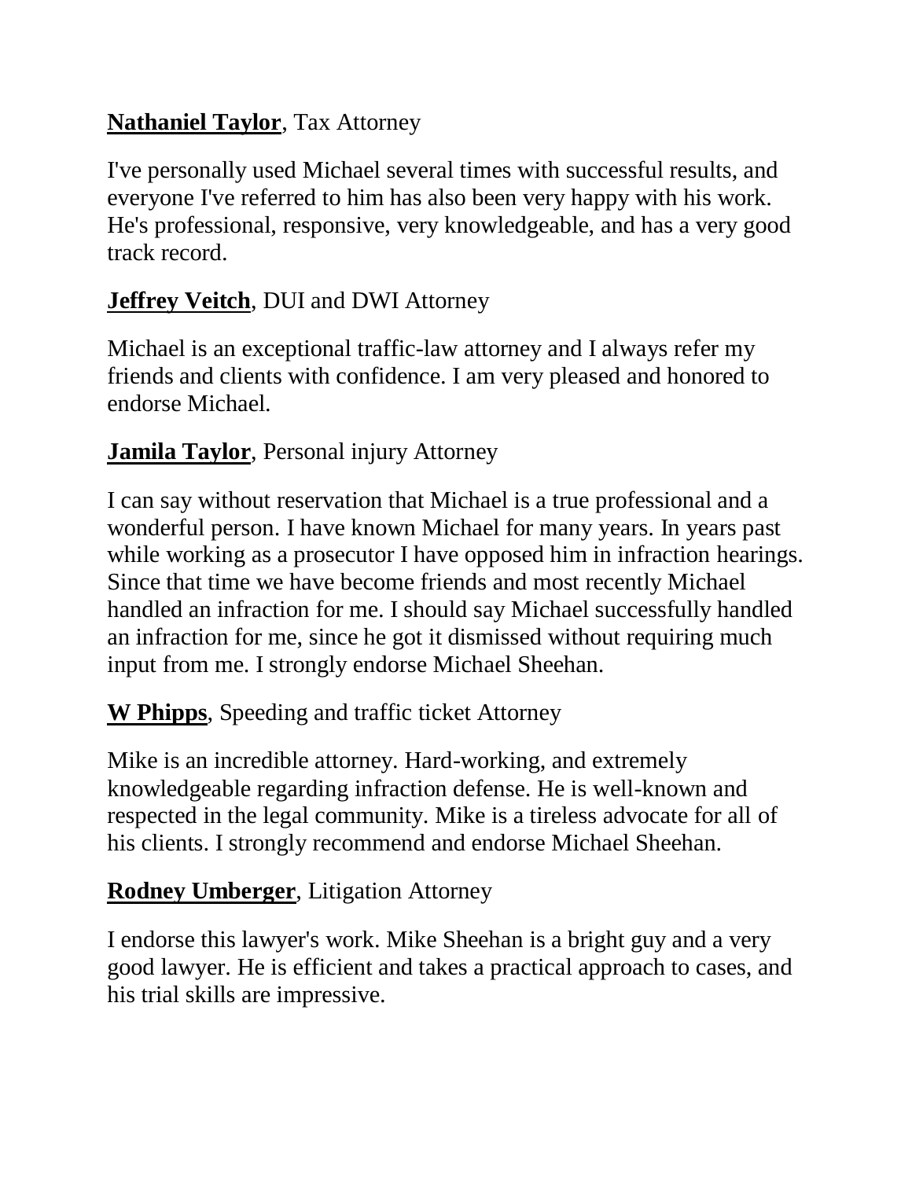**Nathaniel Taylor**, Tax Attorney

I've personally used Michael several times with successful results, and everyone I've referred to him has also been very happy with his work. He's professional, responsive, very knowledgeable, and has a very good track record.

**Jeffrey Veitch**, DUI and DWI Attorney

Michael is an exceptional traffic-law attorney and I always refer my friends and clients with confidence. I am very pleased and honored to endorse Michael.

**Jamila Taylor**, Personal injury Attorney

I can say without reservation that Michael is a true professional and a wonderful person. I have known Michael for many years. In years past while working as a prosecutor I have opposed him in infraction hearings. Since that time we have become friends and most recently Michael handled an infraction for me. I should say Michael successfully handled an infraction for me, since he got it dismissed without requiring much input from me. I strongly endorse Michael Sheehan.

**W Phipps**, Speeding and traffic ticket Attorney

Mike is an incredible attorney. Hard-working, and extremely knowledgeable regarding infraction defense. He is well-known and respected in the legal community. Mike is a tireless advocate for all of his clients. I strongly recommend and endorse Michael Sheehan.

**Rodney Umberger**, Litigation Attorney

I endorse this lawyer's work. Mike Sheehan is a bright guy and a very good lawyer. He is efficient and takes a practical approach to cases, and his trial skills are impressive.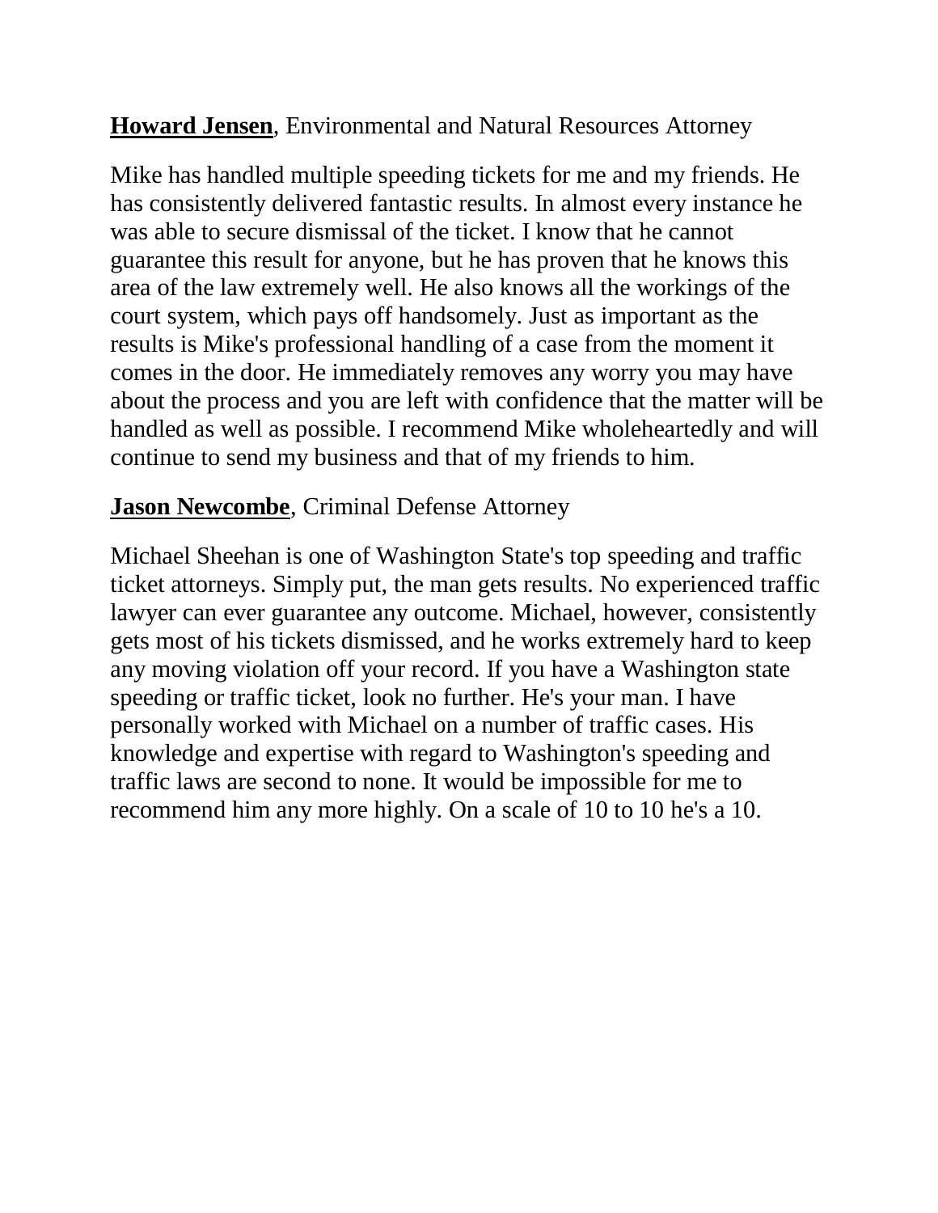**Howard Jensen**, Environmental and Natural Resources Attorney

Mike has handled multiple speeding tickets for me and my friends. He has consistently delivered fantastic results. In almost every instance he was able to secure dismissal of the ticket. I know that he cannot guarantee this result for anyone, but he has proven that he knows this area of the law extremely well. He also knows all the workings of the court system, which pays off handsomely. Just as important as the results is Mike's professional handling of a case from the moment it comes in the door. He immediately removes any worry you may have about the process and you are left with confidence that the matter will be handled as well as possible. I recommend Mike wholeheartedly and will continue to send my business and that of my friends to him.

**Jason Newcombe**, Criminal Defense Attorney

Michael Sheehan is one of Washington State's top speeding and traffic ticket attorneys. Simply put, the man gets results. No experienced traffic lawyer can ever guarantee any outcome. Michael, however, consistently gets most of his tickets dismissed, and he works extremely hard to keep any moving violation off your record. If you have a Washington state speeding or traffic ticket, look no further. He's your man. I have personally worked with Michael on a number of traffic cases. His knowledge and expertise with regard to Washington's speeding and traffic laws are second to none. It would be impossible for me to recommend him any more highly. On a scale of 10 to 10 he's a 10.